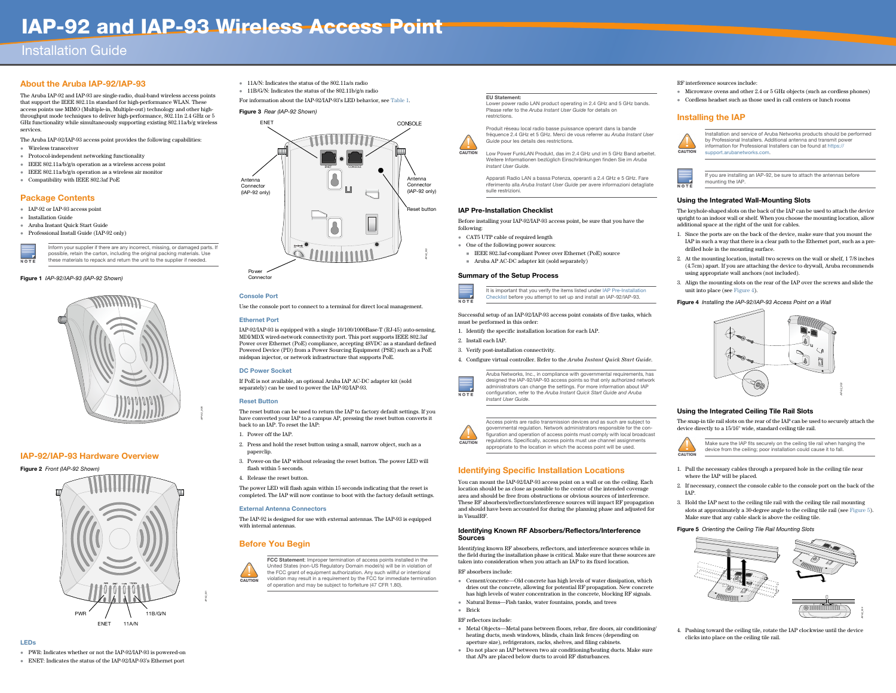# IAP-92 and IAP-93 Wireless Access Point

## Installation Guide

## About the Aruba IAP-92/IAP-93

The Aruba IAP-92 and IAP-93 are single-radio, dual-band wireless access points that support the IEEE 802.11n standard for high-performance WLAN. These access points use MIMO (Multiple-in, Multiple-out) technology and other high-throughput mode techniques to deliver high-performance, 802.11n 2.4 GHz or 5 GHz functionality while simultaneously supporting existing 802.11a/b/g wireless services.

The Aruba IAP-92/IAP-93 access point provides the following capabilities:

- Wireless transceiver
- Protocol-independent networking functionality
- IEEE 802.11a/b/g/n operation as a wireless access point
- IEEE 802.11a/b/g/n operation as a wireless air monitor
- Compatibility with IEEE 802.3af PoE

## Package Contents

- IAP-92 or IAP-93 access point
- Installation Guide
- Aruba Instant Quick Start Guide
- Professional Install Guide (IAP-92 only)

**NOTE:** Inform your supplier if there are any incorrect, missing, or damaged parts. If possible, retain the carton, including the original packing materials. Use these materials to repack and return the unit to the supplier if needed.

**Figure 1** *IAP-92/IAP-93 (IAP-92 Shown)*

## IAP-92/IAP-93 Hardware Overview

**Figure 2** *Front (IAP-92 Shown)*

PWR, ENET, 11A/N, 11B/G/N

### LEDs

- PWR: Indicates whether or not the IAP-92/IAP-93 is powered-on
- ENET: Indicates the status of the IAP-92/IAP-93's Ethernet port
- 11A/N: Indicates the status of the 802.11a/n radio
- 11B/G/N: Indicates the status of the 802.11b/g/n radio

For information about the IAP-92/IAP-93's LED behavior, see Table 1.

**Figure 3** *Rear (IAP-92 Shown)*

ENET, CONSOLE, Antenna Connector (IAP-92 only), Antenna Connector (IAP-92 only), Reset button, Power Connector

### Console Port

Use the console port to connect to a terminal for direct local management.

### Ethernet Port

IAP-92/IAP-93 is equipped with a single 10/100/1000Base-T (RJ-45) auto-sensing, MDI/MDX wired-network connectivity port. This port supports IEEE 802.3af Power over Ethernet (PoE) compliance, accepting 48VDC as a standard defined Powered Device (PD) from a Power Sourcing Equipment (PSE) such as a PoE midspan injector, or network infrastructure that supports PoE.

### DC Power Socket

If PoE is not available, an optional Aruba IAP AC-DC adapter kit (sold separately) can be used to power the IAP-92/IAP-93.

### Reset Button

The reset button can be used to return the IAP to factory default settings. If you have converted your IAP to a campus AP, pressing the reset button converts it back to an IAP. To reset the IAP:

1. Power off the IAP.
2. Press and hold the reset button using a small, narrow object, such as a paperclip.
3. Power-on the IAP without releasing the reset button. The power LED will flash within 5 seconds.
4. Release the reset button.

The power LED will flash again within 15 seconds indicating that the reset is completed. The IAP will now continue to boot with the factory default settings.

### External Antenna Connectors

The IAP-92 is designed for use with external antennas. The IAP-93 is equipped with internal antennas.

## Before You Begin

**CAUTION:** **FCC Statement:** Improper termination of access points installed in the United States (non-US Regulatory Domain model/s) will be in violation of the FCC grant of equipment authorization. Any such willful or unintentional violation may result in a requirement by the FCC for immediate termination of operation and may be subject to forfeiture (47 CFR 1.80).

**CAUTION:** **EU Statement:**
Lower power radio LAN product operating in 2.4 GHz and 5 GHz bands. Please refer to the *Aruba Instant User Guide* for details on restrictions.

Produit réseau local radio basse puissance operant dans la bande fréquence 2.4 GHz et 5 GHz. Merci de vous referrer au *Aruba Instant User Guide* pour les details des restrictions.

Low Power FunkLAN Produkt, das im 2.4 GHz und im 5 GHz Band arbeitet. Weitere Informationen bezlüglich Einschränkungen finden Sie im *Aruba Instant User Guide.*

Apparati Radio LAN a bassa Potenza, operanti a 2.4 GHz e 5 GHz. Fare riferimento alla *Aruba Instant User Guide* per avere informazioni detagliate sulle restrizioni.

### IAP Pre-Installation Checklist

Before installing your IAP-92/IAP-93 access point, be sure that you have the following:

- CAT5 UTP cable of required length
- One of the following power sources:
  - IEEE 802.3af-compliant Power over Ethernet (PoE) source
  - Aruba AP AC-DC adapter kit (sold separately)

### Summary of the Setup Process

**NOTE:** It is important that you verify the items listed under IAP Pre-Installation Checklist before you attempt to set up and install an IAP-92/IAP-93.

Successful setup of an IAP-92/IAP-93 access point consists of five tasks, which must be performed in this order:

1. Identify the specific installation location for each IAP.
2. Install each IAP.
3. Verify post-installation connectivity.
4. Configure virtual controller. Refer to the *Aruba Instant Quick Start Guide.*

**NOTE:** Aruba Networks, Inc., in compliance with governmental requirements, has designed the IAP-92/IAP-93 access points so that only authorized network administrators can change the settings. For more information about IAP configuration, refer to the *Aruba Instant Quick Start Guide and Aruba Instant User Guide*.

**CAUTION:** Access points are radio transmission devices and as such are subject to governmental regulation. Network administrators responsible for the configuration and operation of access points must comply with local broadcast regulations. Specifically, access points must use channel assignments appropriate to the location in which the access point will be used.

## Identifying Specific Installation Locations

You can mount the IAP-92/IAP-93 access point on a wall or on the ceiling. Each location should be as close as possible to the center of the intended coverage area and should be free from obstructions or obvious sources of interference. These RF absorbers/reflectors/interference sources will impact RF propagation and should have been accounted for during the planning phase and adjusted for in VisualRF.

### Identifying Known RF Absorbers/Reflectors/Interference Sources

Identifying known RF absorbers, reflectors, and interference sources while in the field during the installation phase is critical. Make sure that these sources are taken into consideration when you attach an IAP to its fixed location.

RF absorbers include:

- Cement/concrete—Old concrete has high levels of water dissipation, which dries out the concrete, allowing for potential RF propagation. New concrete has high levels of water concentration in the concrete, blocking RF signals.
- Natural Items—Fish tanks, water fountains, ponds, and trees
- Brick

RF reflectors include:

- Metal Objects—Metal pans between floors, rebar, fire doors, air conditioning/heating ducts, mesh windows, blinds, chain link fences (depending on aperture size), refrigerators, racks, shelves, and filing cabinets.
- Do not place an IAP between two air conditioning/heating ducts. Make sure that APs are placed below ducts to avoid RF disturbances.

RF interference sources include:

- Microwave ovens and other 2.4 or 5 GHz objects (such as cordless phones)
- Cordless headset such as those used in call centers or lunch rooms

## Installing the IAP

**CAUTION:** Installation and service of Aruba Networks products should be performed by Professional Installers. Additional antenna and transmit power information for Professional Installers can be found at https://support.arubanetworks.com.

**NOTE:** If you are installing an IAP-92, be sure to attach the antennas before mounting the IAP.

### Using the Integrated Wall-Mounting Slots

The keyhole-shaped slots on the back of the IAP can be used to attach the device upright to an indoor wall or shelf. When you choose the mounting location, allow additional space at the right of the unit for cables.

1. Since the ports are on the back of the device, make sure that you mount the IAP in such a way that there is a clear path to the Ethernet port, such as a pre-drilled hole in the mounting surface.
2. At the mounting location, install two screws on the wall or shelf, 1 7/8 inches (4.7cm) apart. If you are attaching the device to drywall, Aruba recommends using appropriate wall anchors (not included).
3. Align the mounting slots on the rear of the IAP over the screws and slide the unit into place (see Figure 4).

**Figure 4** *Installing the IAP-92/IAP-93 Access Point on a Wall*

### Using the Integrated Ceiling Tile Rail Slots

The snap-in tile rail slots on the rear of the IAP can be used to securely attach the device directly to a 15/16" wide, standard ceiling tile rail.

**CAUTION:** Make sure the IAP fits securely on the ceiling tile rail when hanging the device from the ceiling; poor installation could cause it to fall.

1. Pull the necessary cables through a prepared hole in the ceiling tile near where the IAP will be placed.
2. If necessary, connect the console cable to the console port on the back of the IAP.
3. Hold the IAP next to the ceiling tile rail with the ceiling tile rail mounting slots at approximately a 30-degree angle to the ceiling tile rail (see Figure 5). Make sure that any cable slack is above the ceiling tile.

**Figure 5** *Orienting the Ceiling Tile Rail Mounting Slots*

4. Pushing toward the ceiling tile, rotate the IAP clockwise until the device clicks into place on the ceiling tile rail.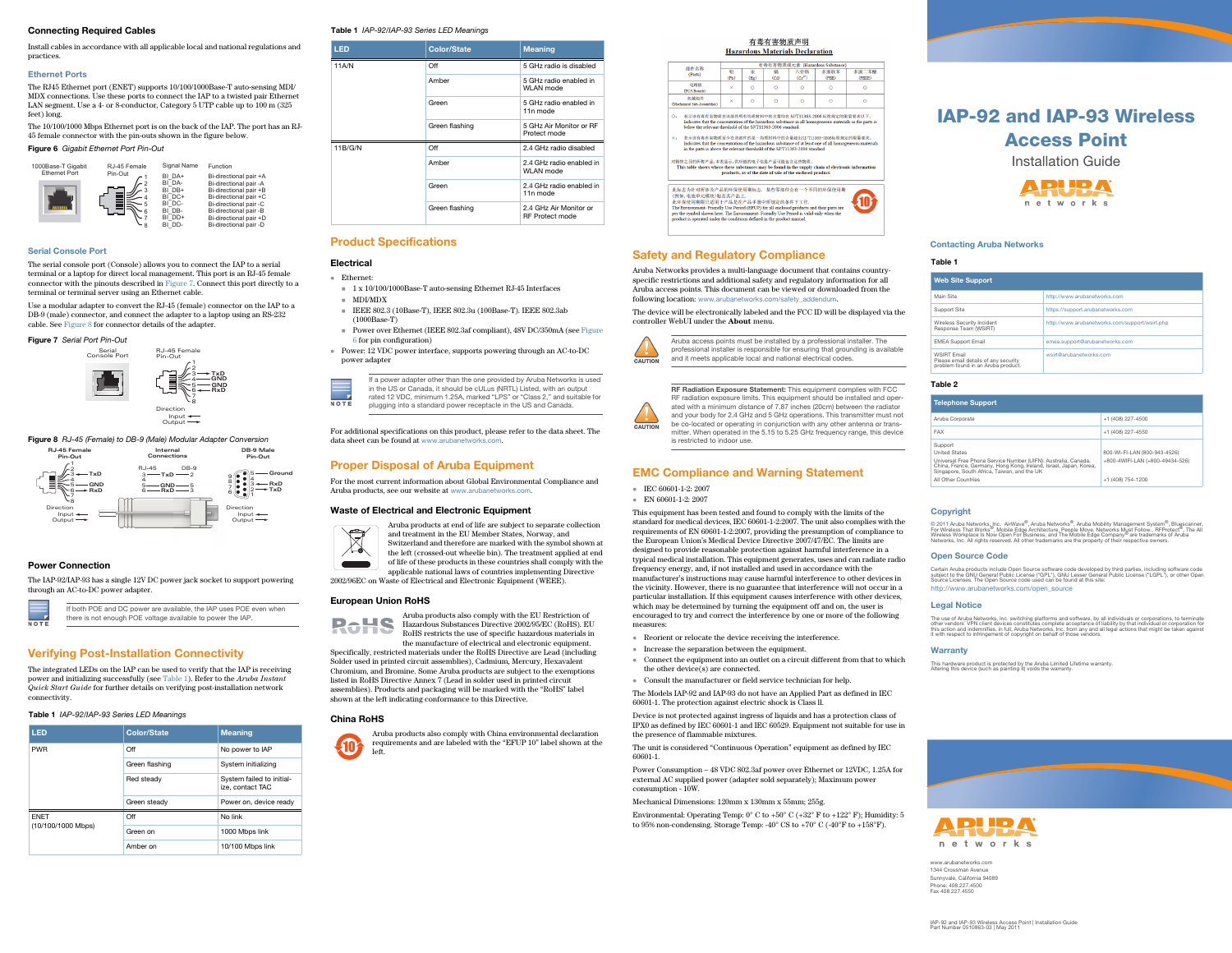## Connecting Required Cables

Install cables in accordance with all applicable local and national regulations and practices.

### Ethernet Ports

The RJ45 Ethernet port (ENET) supports 10/100/1000Base-T auto-sensing MDI/MDX connections. Use these ports to connect the IAP to a twisted pair Ethernet LAN segment. Use a 4- or 8-conductor, Category 5 UTP cable up to 100 m (325 feet) long.

The 10/100/1000 Mbps Ethernet port is on the back of the IAP. The port has an RJ-45 female connector with the pin-outs shown in the figure below.

**Figure 6** *Gigabit Ethernet Port Pin-Out*

1000Base-T Gigabit Ethernet Port

RJ-45 Female Pin-Out

| Pin | Signal Name | Function |
|---|---|---|
| 1 | BI_DA+ | Bi-directional pair +A |
| 2 | BI_DA- | Bi-directional pair -A |
| 3 | BI_DB+ | Bi-directional pair +B |
| 4 | BI_DC+ | Bi-directional pair +C |
| 5 | BI_DC- | Bi-directional pair -C |
| 6 | BI_DB- | Bi-directional pair -B |
| 7 | BI_DD+ | Bi-directional pair +D |
| 8 | BI_DD- | Bi-directional pair -D |

### Serial Console Port

The serial console port (Console) allows you to connect the IAP to a serial terminal or a laptop for direct local management. This port is an RJ-45 female connector with the pinouts described in Figure 7. Connect this port directly to a terminal or terminal server using an Ethernet cable.

Use a modular adapter to convert the RJ-45 (female) connector on the IAP to a DB-9 (male) connector, and connect the adapter to a laptop using an RS-232 cable. See Figure 8 for connector details of the adapter.

**Figure 7** *Serial Port Pin-Out*

Serial Console Port

RJ-45 Female Pin-Out

1
2
3 TxD
4 GND
5 GND
6 RxD
7
8

Direction
Input
Output

**Figure 8** *RJ-45 (Female) to DB-9 (Male) Modular Adapter Conversion*

RJ-45 Female Pin-Out

Internal Connections

DB-9 Male Pin-Out

RJ-45 DB-9
3 TxD 2
5 GND 5
6 RxD 3

Ground
RxD
TxD

Direction
Input
Output

### Power Connection

The IAP-92/IAP-93 has a single 12V DC power jack socket to support powering through an AC-to-DC power adapter.

> **NOTE**
> If both POE and DC power are available, the IAP uses POE even when there is not enough POE voltage available to power the IAP.

## Verifying Post-Installation Connectivity

The integrated LEDs on the IAP can be used to verify that the IAP is receiving power and initializing successfully (see Table 1). Refer to the *Aruba Instant Quick Start Guide* for further details on verifying post-installation network connectivity.

**Table 1** *IAP-92/IAP-93 Series LED Meanings*

| LED | Color/State | Meaning |
|---|---|---|
| PWR | Off | No power to IAP |
| | Green flashing | System initializing |
| | Red steady | System failed to initialize, contact TAC |
| | Green steady | Power on, device ready |
| ENET (10/100/1000 Mbps) | Off | No link |
| | Green on | 1000 Mbps link |
| | Amber on | 10/100 Mbps link |
| 11A/N | Off | 5 GHz radio is disabled |
| | Amber | 5 GHz radio enabled in WLAN mode |
| | Green | 5 GHz radio enabled in 11n mode |
| | Green flashing | 5 GHz Air Monitor or RF Protect mode |
| 11B/G/N | Off | 2.4 GHz radio disabled |
| | Amber | 2.4 GHz radio enabled in WLAN mode |
| | Green | 2.4 GHz radio enabled in 11n mode |
| | Green flashing | 2.4 GHz Air Monitor or RF Protect mode |

## Product Specifications

### Electrical

- Ethernet:
  - 1 x 10/100/1000Base-T auto-sensing Ethernet RJ-45 Interfaces
  - MDI/MDX
  - IEEE 802.3 (10Base-T), IEEE 802.3u (100Base-T). IEEE 802.3ab (1000Base-T)
  - Power over Ethernet (IEEE 802.3af compliant), 48V DC/350mA (see Figure 6 for pin configuration)
- Power: 12 VDC power interface, supports powering through an AC-to-DC power adapter

> **NOTE**
> If a power adapter other than the one provided by Aruba Networks is used in the US or Canada, it should be cULus (NRTL) Listed, with an output rated 12 VDC, minimum 1.25A, marked "LPS" or "Class 2," and suitable for plugging into a standard power receptacle in the US and Canada.

For additional specifications on this product, please refer to the data sheet. The data sheet can be found at www.arubanetworks.com.

## Proper Disposal of Aruba Equipment

For the most current information about Global Environmental Compliance and Aruba products, see our website at www.arubanetworks.com.

### Waste of Electrical and Electronic Equipment

Aruba products at end of life are subject to separate collection and treatment in the EU Member States, Norway, and Switzerland and therefore are marked with the symbol shown at the left (crossed-out wheelie bin). The treatment applied at end of life of these products in these countries shall comply with the applicable national laws of countries implementing Directive 2002/96EC on Waste of Electrical and Electronic Equipment (WEEE).

### European Union RoHS

Aruba products also comply with the EU Restriction of Hazardous Substances Directive 2002/95/EC (RoHS). EU RoHS restricts the use of specific hazardous materials in the manufacture of electrical and electronic equipment. Specifically, restricted materials under the RoHS Directive are Lead (including Solder used in printed circuit assemblies), Cadmium, Mercury, Hexavalent Chromium, and Bromine. Some Aruba products are subject to the exemptions listed in RoHS Directive Annex 7 (Lead in solder used in printed circuit assemblies). Products and packaging will be marked with the "RoHS" label shown at the left indicating conformance to this Directive.

### China RoHS

Aruba products also comply with China environmental declaration requirements and are labeled with the "EFUP 10" label shown at the left.

有毒有害物质声明
Hazardous Materials Declaration

| 部件名称 (Parts) | 铅 (Pb) | 汞 (Hg) | 镉 (Cd) | 六价铬 ($Cr^{6+}$) | 多溴联苯 (PBB) | 多溴二苯醚 (PBDE) |
|---|---|---|---|---|---|---|
| 电路板 (PCA Boards) | × | ○ | ○ | ○ | ○ | ○ |
| 机械组件 (Mechanical Sub-Assemblies) | × | ○ | ○ | ○ | ○ | ○ |

○: 表示该有毒有害物质在该部件所有均质材料中的含量均在SJ/T11363-2006标准规定的限量要求以下。Indicates that the concentration of the hazardous substance in all homogeneous materials in the parts is below the relevant threshold of the SJ/T11363-2006 standard.

×: 表示该有毒有害物质至少在该部件的某一均质材料中的含量超出SJ/T11363-2006标准规定的限量要求。Indicates that the concentration of the hazardous substance of at least one of all homogeneous materials in the parts is above the relevant threshold of the SJ/T11363-2006 standard.

对销售之日的所售产品,本表显示,供应链的电子信息产品可能包含这些物质。
This table shows where these substances may be found in the supply chain of electronic information products, as of the date of sale of the enclosed product.

此标志为针对所涉及产品的环保使用期标志. 某些零部件会有一个不同的环保使用期(例如,电池单元模块)贴在其产品上.
此环保使用期限只适用于产品是在产品手册中所规定的条件下工作.
The Environment- Friendly Use Period (EFUP) for all enclosed products and their parts are per the symbol shown here. The Environment- Friendly Use Period is valid only when the product is operated under the conditions defined in the product manual.

## Safety and Regulatory Compliance

Aruba Networks provides a multi-language document that contains country-specific restrictions and additional safety and regulatory information for all Aruba access points. This document can be viewed or downloaded from the following location: www.arubanetworks.com/safety_addendum.

The device will be electronically labeled and the FCC ID will be displayed via the controller WebUI under the **About** menu.

> **CAUTION**
> Aruba access points must be installed by a professional installer. The professional installer is responsible for ensuring that grounding is available and it meets applicable local and national electrical codes.

> **CAUTION**
> **RF Radiation Exposure Statement:** This equipment complies with FCC RF radiation exposure limits. This equipment should be installed and operated with a minimum distance of 7.87 inches (20cm) between the radiator and your body for 2.4 GHz and 5 GHz operations. This transmitter must not be co-located or operating in conjunction with any other antenna or transmitter. When operated in the 5.15 to 5.25 GHz frequency range, this device is restricted to indoor use.

## EMC Compliance and Warning Statement

- IEC 60601-1-2: 2007
- EN 60601-1-2: 2007

This equipment has been tested and found to comply with the limits of the standard for medical devices, IEC 60601-1-2:2007. The unit also complies with the requirements of EN 60601-1-2:2007, providing the presumption of compliance to the European Union's Medical Device Directive 2007/47/EC. The limits are designed to provide reasonable protection against harmful interference in a typical medical installation. This equipment generates, uses and can radiate radio frequency energy, and, if not installed and used in accordance with the manufacturer's instructions may cause harmful interference to other devices in the vicinity. However, there is no guarantee that interference will not occur in a particular installation. If this equipment causes interference with other devices, which may be determined by turning the equipment off and on, the user is encouraged to try and correct the interference by one or more of the following measures:

- Reorient or relocate the device receiving the interference.
- Increase the separation between the equipment.
- Connect the equipment into an outlet on a circuit different from that to which the other device(s) are connected.
- Consult the manufacturer or field service technician for help.

The Models IAP-92 and IAP-93 do not have an Applied Part as defined in IEC 60601-1. The protection against electric shock is Class II.

Device is not protected against ingress of liquids and has a protection class of IPX0 as defined by IEC 60601-1 and IEC 60529. Equipment not suitable for use in the presence of flammable mixtures.

The unit is considered "Continuous Operation" equipment as defined by IEC 60601-1.

Power Consumption – 48 VDC 802.3af power over Ethernet or 12VDC, 1.25A for external AC supplied power (adapter sold separately); Maximum power consumption - 10W.

Mechanical Dimensions: 120mm x 130mm x 55mm; 255g.

Environmental: Operating Temp: 0° C to +50° C (+32° F to +122° F); Humidity: 5 to 95% non-condensing. Storage Temp: -40° CS to +70° C (-40°F to +158°F).

# IAP-92 and IAP-93 Wireless Access Point

Installation Guide

### Contacting Aruba Networks

**Table 1**

| Web Site Support | |
|---|---|
| Main Site | http://www.arubanetworks.com |
| Support Site | https://support.arubanetworks.com |
| Wireless Security Incident Response Team (WSIRT) | http://www.arubanetworks.com/support/wsirt.php |
| EMEA Support Email | emea_support@arubanetworks.com |
| WSIRT Email<br>Please email details of any security problem found in an Aruba product. | wsirt@arubanetworks.com |

**Table 2**

| Telephone Support | |
|---|---|
| Aruba Corporate | +1 (408) 227-4500 |
| FAX | +1 (408) 227-4550 |
| Support<br>United States<br>Universal Free Phone Service Number (UIFN): Australia, Canada, China, France, Germany, Hong Kong, Ireland, Israel, Japan, Korea, Singapore, South Africa, Taiwan, and the UK<br>All Other Countries | 800-WI-FI-LAN (800-943-4526)<br>+800-4WIFI-LAN (+800-49434-526)<br>+1 (408) 754-1200 |

### Copyright

© 2011 Aruba Networks, Inc. AirWave®, Aruba Networks®, Aruba Mobility Management System®, Bluescanner, For Wireless That Works®, Mobile Edge Architecture, People Move. Networks Must Follow., RFProtect®, The All Wireless Workplace Is Now Open For Business, and The Mobile Edge Company® are trademarks of Aruba Networks, Inc. All rights reserved. All other trademarks are the property of their respective owners.

### Open Source Code

Certain Aruba products include Open Source software code developed by third parties, including software code subject to the GNU General Public License ("GPL"), GNU Lesser General Public License ("LGPL"), or other Open Source Licenses. The Open Source code used can be found at this site:
http://www.arubanetworks.com/open_source

### Legal Notice

The use of Aruba Networks, Inc. switching platforms and software, by all individuals or corporations, to terminate other vendors' VPN client devices constitutes complete acceptance of liability by that individual or corporation for this action and indemnifies, in full, Aruba Networks, Inc. from any and all legal actions that might be taken against it with respect to infringement of copyright on behalf of those vendors.

### Warranty

This hardware product is protected by the Aruba Limited Lifetime warranty. Altering this device (such as painting it) voids the warranty.

www.arubanetworks.com
1344 Crossman Avenue
Sunnyvale, California 94089
Phone: 408.227.4500
Fax 408.227.4550

IAP-92 and IAP-93 Wireless Access Point | Installation Guide
Part Number 0510863-03 | May 2011